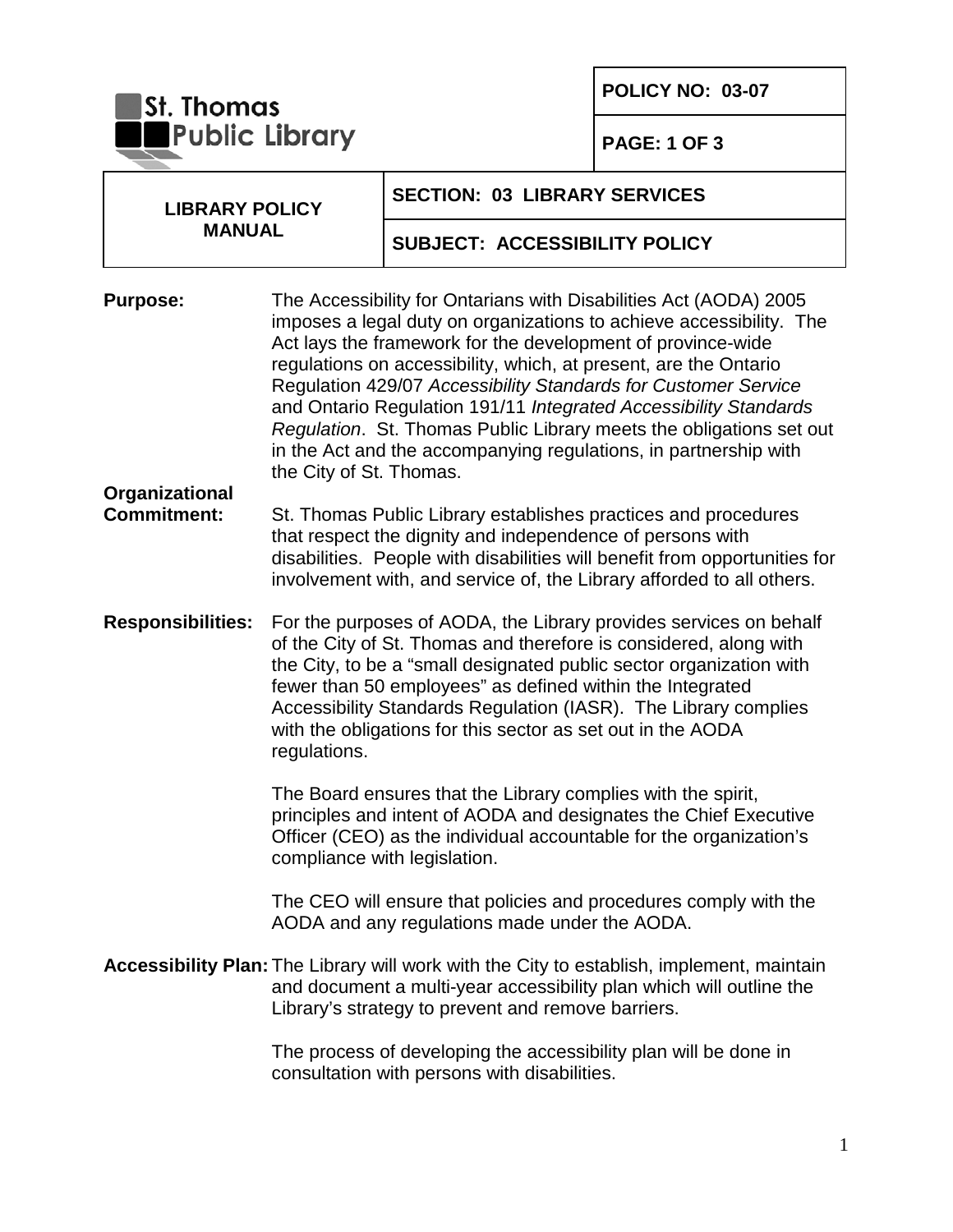**St. Thomas Public Library**

| **LIBRARY POLICY MANUAL** | **POLICY NO: 03-07** |
|---|---|
| | **SECTION: 03 LIBRARY SERVICES** |
| | **SUBJECT: ACCESSIBILITY POLICY** |

**Purpose:** The Accessibility for Ontarians with Disabilities Act (AODA) 2005 imposes a legal duty on organizations to achieve accessibility. The Act lays the framework for the development of province-wide regulations on accessibility, which, at present, are the Ontario Regulation 429/07 *Accessibility Standards for Customer Service* and Ontario Regulation 191/11 *Integrated Accessibility Standards Regulation*. St. Thomas Public Library meets the obligations set out in the Act and the accompanying regulations, in partnership with the City of St. Thomas.

**Organizational Commitment:** St. Thomas Public Library establishes practices and procedures that respect the dignity and independence of persons with disabilities. People with disabilities will benefit from opportunities for involvement with, and service of, the Library afforded to all others.

**Responsibilities:** For the purposes of AODA, the Library provides services on behalf of the City of St. Thomas and therefore is considered, along with the City, to be a "small designated public sector organization with fewer than 50 employees" as defined within the Integrated Accessibility Standards Regulation (IASR). The Library complies with the obligations for this sector as set out in the AODA regulations.

The Board ensures that the Library complies with the spirit, principles and intent of AODA and designates the Chief Executive Officer (CEO) as the individual accountable for the organization's compliance with legislation.

The CEO will ensure that policies and procedures comply with the AODA and any regulations made under the AODA.

**Accessibility Plan:** The Library will work with the City to establish, implement, maintain and document a multi-year accessibility plan which will outline the Library's strategy to prevent and remove barriers.

The process of developing the accessibility plan will be done in consultation with persons with disabilities.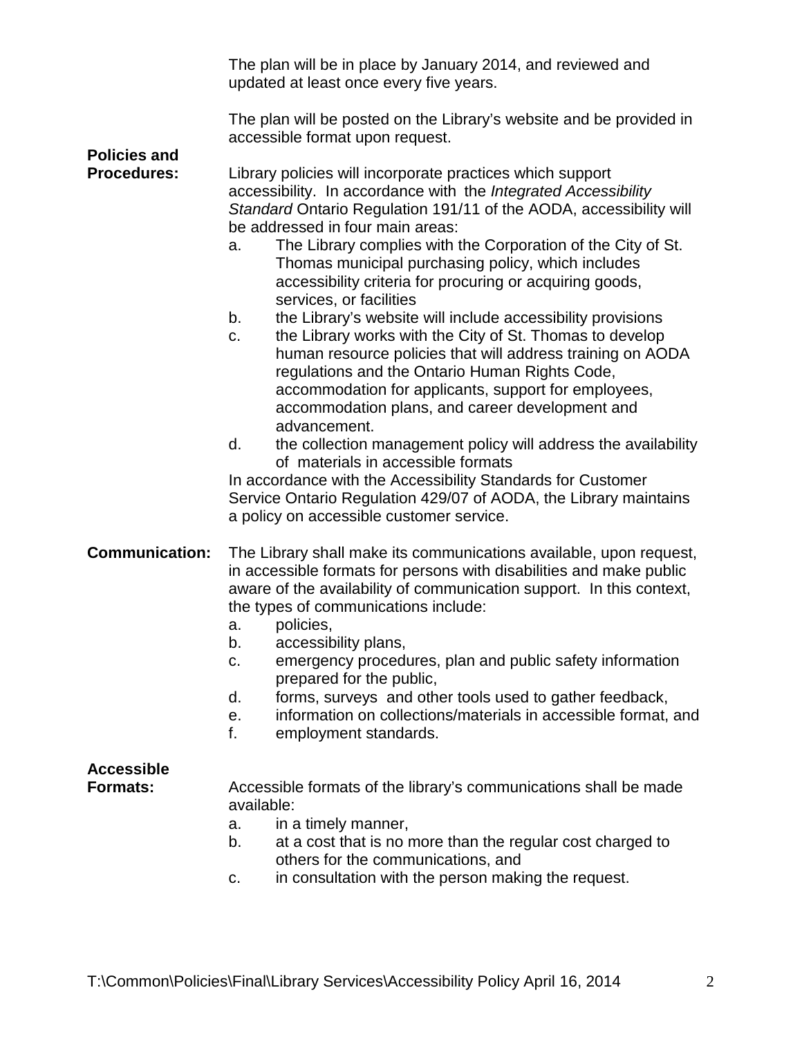The plan will be in place by January 2014, and reviewed and updated at least once every five years.

The plan will be posted on the Library's website and be provided in accessible format upon request.

**Policies and Procedures:**

Library policies will incorporate practices which support accessibility. In accordance with the *Integrated Accessibility Standard* Ontario Regulation 191/11 of the AODA, accessibility will be addressed in four main areas:

a. The Library complies with the Corporation of the City of St. Thomas municipal purchasing policy, which includes accessibility criteria for procuring or acquiring goods, services, or facilities
b. the Library's website will include accessibility provisions
c. the Library works with the City of St. Thomas to develop human resource policies that will address training on AODA regulations and the Ontario Human Rights Code, accommodation for applicants, support for employees, accommodation plans, and career development and advancement.
d. the collection management policy will address the availability of materials in accessible formats

In accordance with the Accessibility Standards for Customer Service Ontario Regulation 429/07 of AODA, the Library maintains a policy on accessible customer service.

**Communication:**

The Library shall make its communications available, upon request, in accessible formats for persons with disabilities and make public aware of the availability of communication support. In this context, the types of communications include:

a. policies,
b. accessibility plans,
c. emergency procedures, plan and public safety information prepared for the public,
d. forms, surveys and other tools used to gather feedback,
e. information on collections/materials in accessible format, and
f. employment standards.

**Accessible Formats:**

Accessible formats of the library's communications shall be made available:

a. in a timely manner,
b. at a cost that is no more than the regular cost charged to others for the communications, and
c. in consultation with the person making the request.

T:\Common\Policies\Final\Library Services\Accessibility Policy April 16, 2014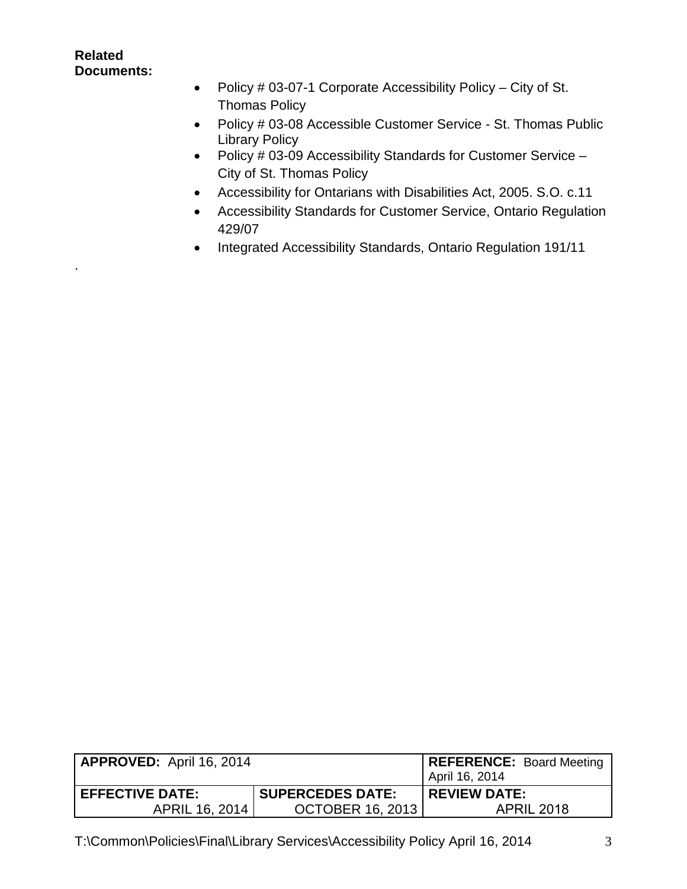**Related Documents:**

- Policy # 03-07-1 Corporate Accessibility Policy – City of St. Thomas Policy
- Policy # 03-08 Accessible Customer Service - St. Thomas Public Library Policy
- Policy # 03-09 Accessibility Standards for Customer Service – City of St. Thomas Policy
- Accessibility for Ontarians with Disabilities Act, 2005. S.O. c.11
- Accessibility Standards for Customer Service, Ontario Regulation 429/07
- Integrated Accessibility Standards, Ontario Regulation 191/11

.

| | | |
|---|---|---|
| **APPROVED:** April 16, 2014 | | **REFERENCE:** Board Meeting April 16, 2014 |
| **EFFECTIVE DATE:** APRIL 16, 2014 | **SUPERCEDES DATE:** OCTOBER 16, 2013 | **REVIEW DATE:** APRIL 2018 |

T:\Common\Policies\Final\Library Services\Accessibility Policy April 16, 2014